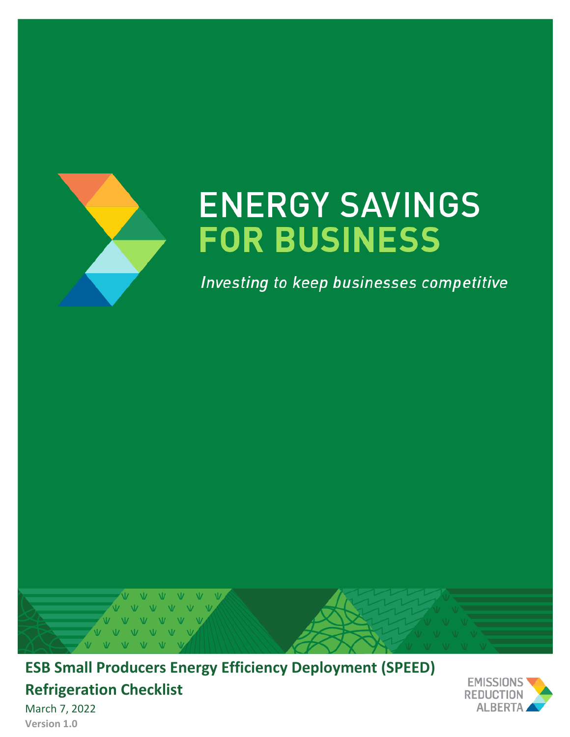# ENERGY SAVINGS FOR BUSINESS

*Investing to keep businesses competitive*

**ESB Small Producers Energy Efficiency Deployment (SPEED) Refrigeration Checklist**

March 7, 2022

**Version 1.0**

EMISSIONS REDUCTION ALBERTA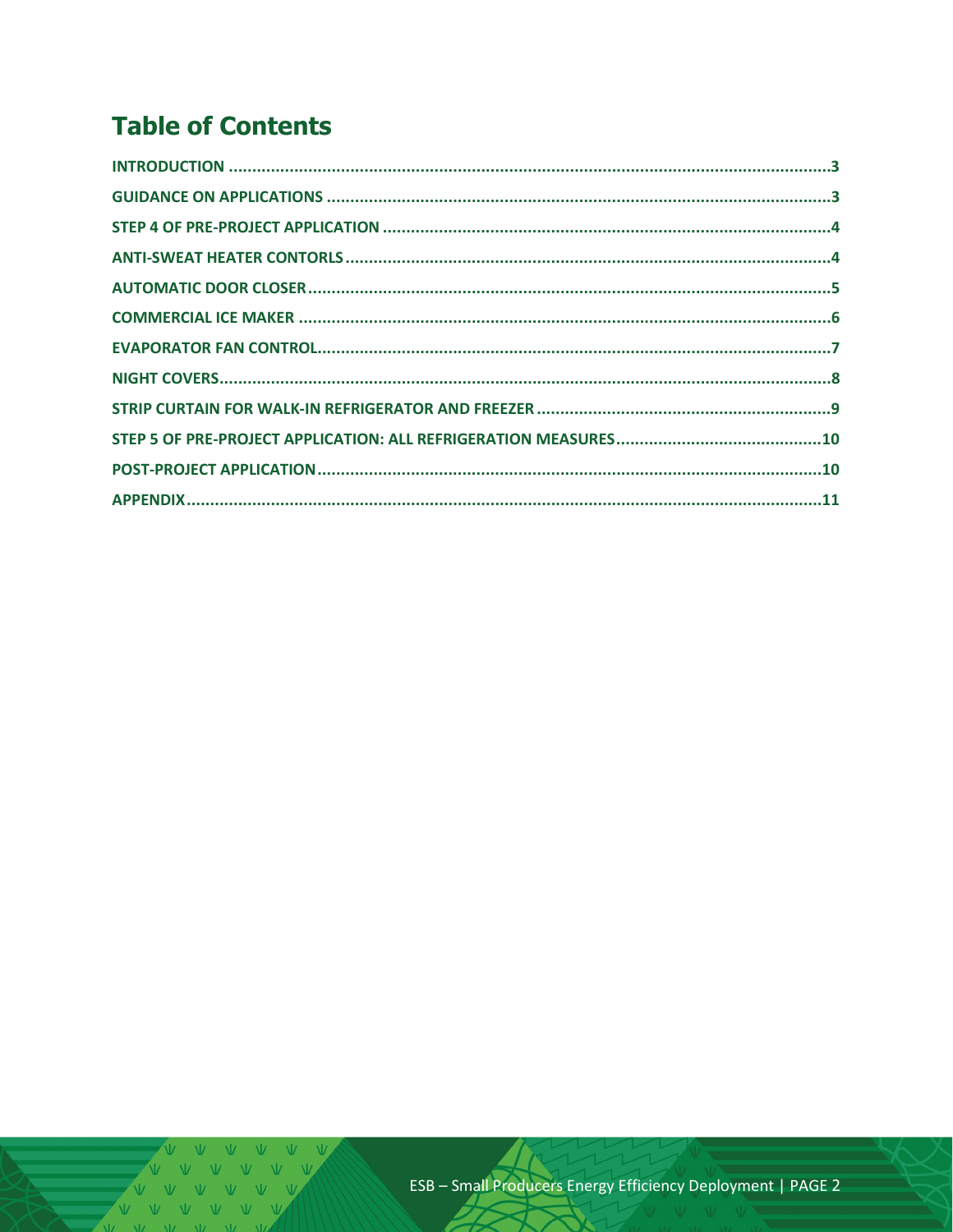# Table of Contents

INTRODUCTION ...3

GUIDANCE ON APPLICATIONS ...3

STEP 4 OF PRE-PROJECT APPLICATION ...4

ANTI-SWEAT HEATER CONTORLS ...4

AUTOMATIC DOOR CLOSER ...5

COMMERCIAL ICE MAKER ...6

EVAPORATOR FAN CONTROL ...7

NIGHT COVERS ...8

STRIP CURTAIN FOR WALK-IN REFRIGERATOR AND FREEZER ...9

STEP 5 OF PRE-PROJECT APPLICATION: ALL REFRIGERATION MEASURES ...10

POST-PROJECT APPLICATION ...10

APPENDIX ...11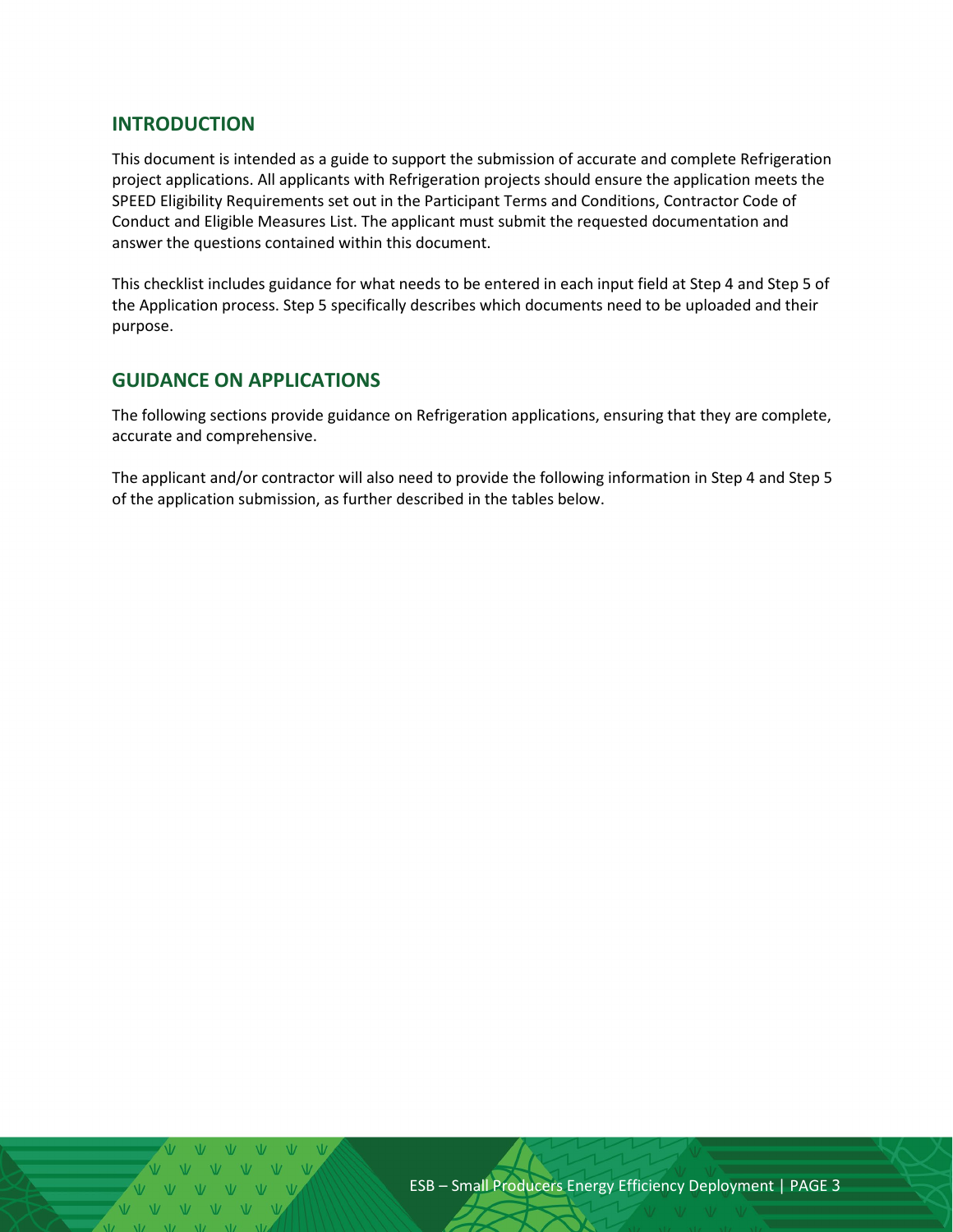## INTRODUCTION

This document is intended as a guide to support the submission of accurate and complete Refrigeration project applications. All applicants with Refrigeration projects should ensure the application meets the SPEED Eligibility Requirements set out in the Participant Terms and Conditions, Contractor Code of Conduct and Eligible Measures List. The applicant must submit the requested documentation and answer the questions contained within this document.

This checklist includes guidance for what needs to be entered in each input field at Step 4 and Step 5 of the Application process. Step 5 specifically describes which documents need to be uploaded and their purpose.

## GUIDANCE ON APPLICATIONS

The following sections provide guidance on Refrigeration applications, ensuring that they are complete, accurate and comprehensive.

The applicant and/or contractor will also need to provide the following information in Step 4 and Step 5 of the application submission, as further described in the tables below.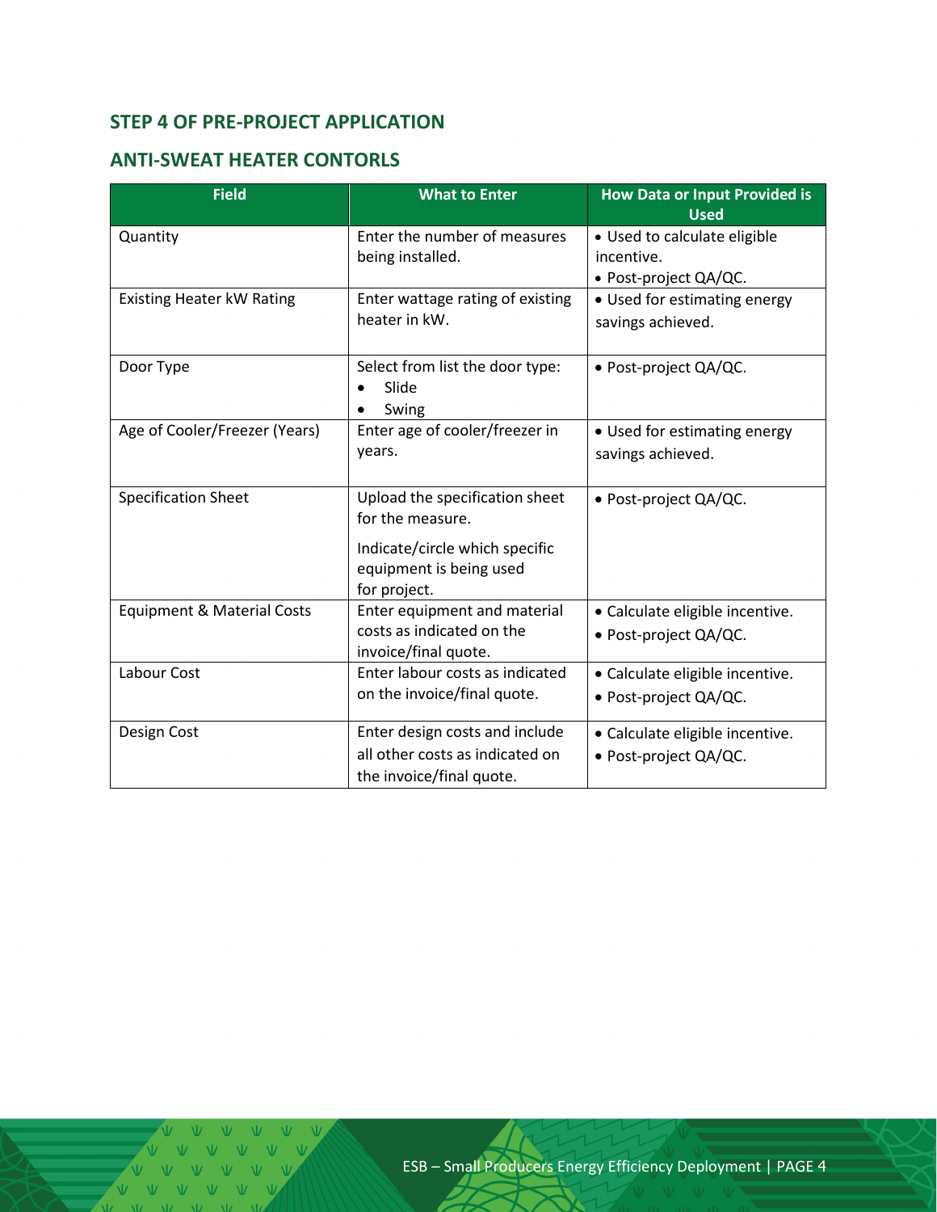## STEP 4 OF PRE-PROJECT APPLICATION

## ANTI-SWEAT HEATER CONTORLS

| Field | What to Enter | How Data or Input Provided is Used |
|---|---|---|
| Quantity | Enter the number of measures being installed. | • Used to calculate eligible incentive.<br>• Post-project QA/QC. |
| Existing Heater kW Rating | Enter wattage rating of existing heater in kW. | • Used for estimating energy savings achieved. |
| Door Type | Select from list the door type:<br>• Slide<br>• Swing | • Post-project QA/QC. |
| Age of Cooler/Freezer (Years) | Enter age of cooler/freezer in years. | • Used for estimating energy savings achieved. |
| Specification Sheet | Upload the specification sheet for the measure.<br><br>Indicate/circle which specific equipment is being used for project. | • Post-project QA/QC. |
| Equipment & Material Costs | Enter equipment and material costs as indicated on the invoice/final quote. | • Calculate eligible incentive.<br>• Post-project QA/QC. |
| Labour Cost | Enter labour costs as indicated on the invoice/final quote. | • Calculate eligible incentive.<br>• Post-project QA/QC. |
| Design Cost | Enter design costs and include all other costs as indicated on the invoice/final quote. | • Calculate eligible incentive.<br>• Post-project QA/QC. |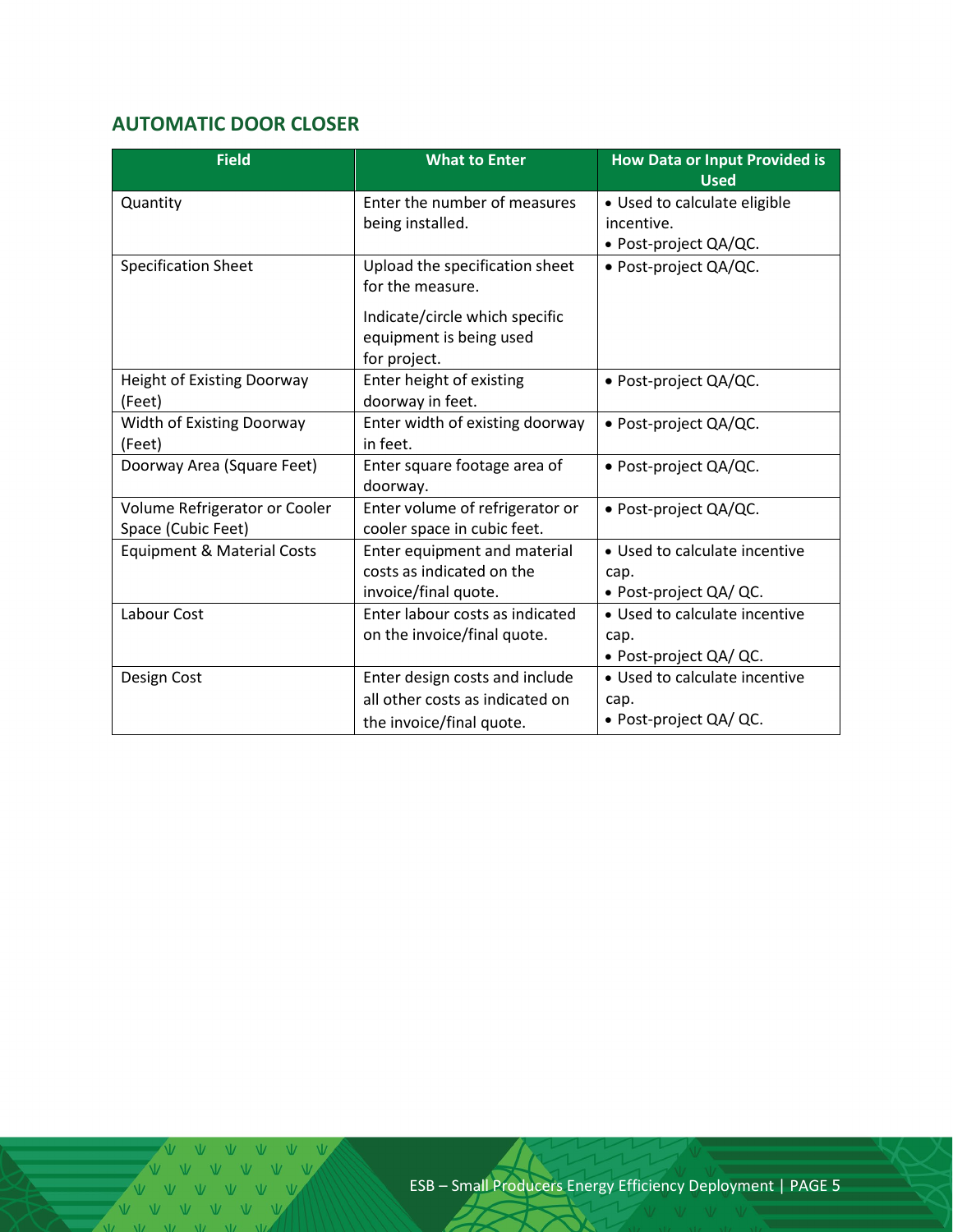## AUTOMATIC DOOR CLOSER

| Field | What to Enter | How Data or Input Provided is Used |
| --- | --- | --- |
| Quantity | Enter the number of measures being installed. | • Used to calculate eligible incentive.<br>• Post-project QA/QC. |
| Specification Sheet | Upload the specification sheet for the measure.<br><br>Indicate/circle which specific equipment is being used for project. | • Post-project QA/QC. |
| Height of Existing Doorway (Feet) | Enter height of existing doorway in feet. | • Post-project QA/QC. |
| Width of Existing Doorway (Feet) | Enter width of existing doorway in feet. | • Post-project QA/QC. |
| Doorway Area (Square Feet) | Enter square footage area of doorway. | • Post-project QA/QC. |
| Volume Refrigerator or Cooler Space (Cubic Feet) | Enter volume of refrigerator or cooler space in cubic feet. | • Post-project QA/QC. |
| Equipment & Material Costs | Enter equipment and material costs as indicated on the invoice/final quote. | • Used to calculate incentive cap.<br>• Post-project QA/ QC. |
| Labour Cost | Enter labour costs as indicated on the invoice/final quote. | • Used to calculate incentive cap.<br>• Post-project QA/ QC. |
| Design Cost | Enter design costs and include all other costs as indicated on the invoice/final quote. | • Used to calculate incentive cap.<br>• Post-project QA/ QC. |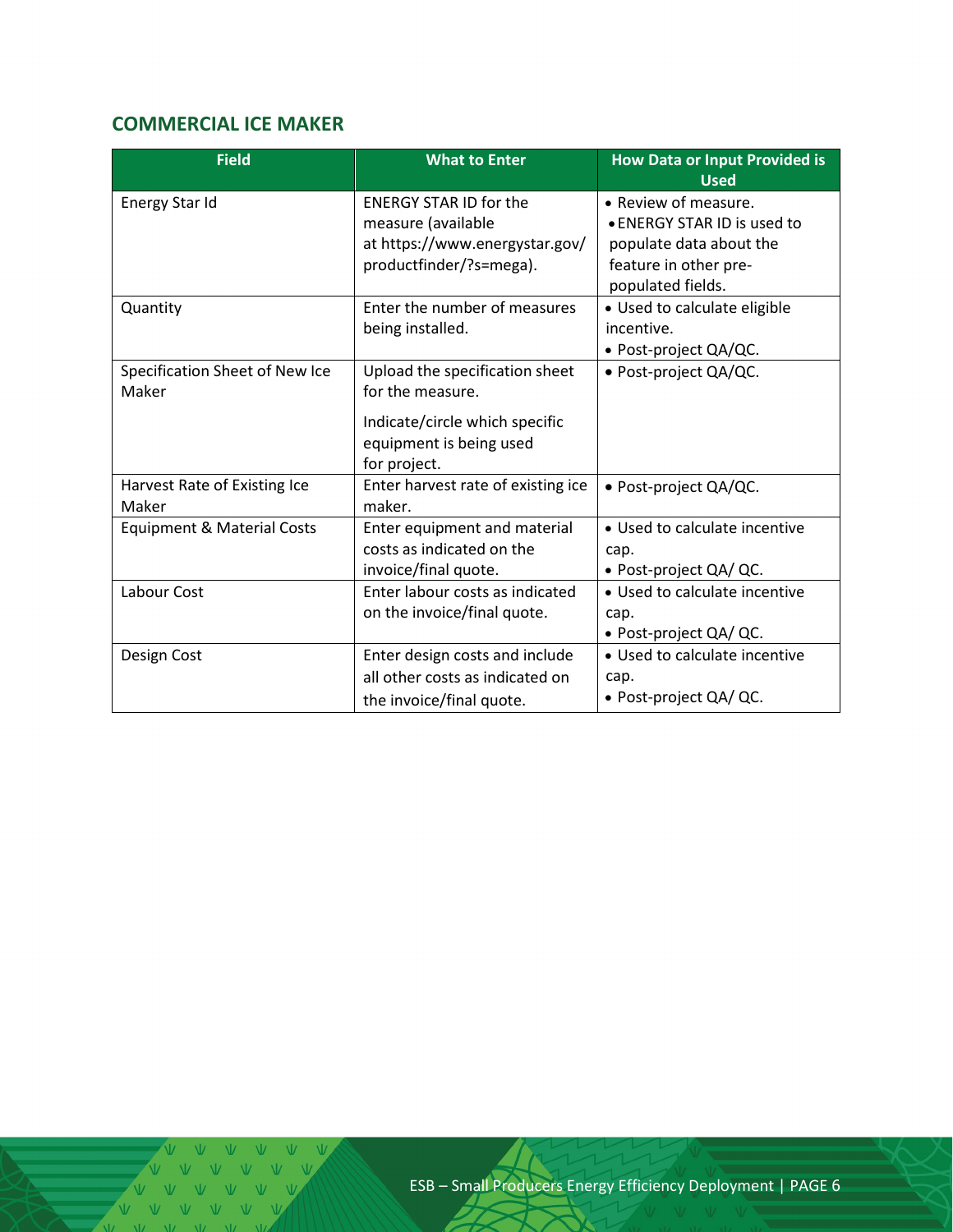## COMMERCIAL ICE MAKER

| Field | What to Enter | How Data or Input Provided is Used |
|---|---|---|
| Energy Star Id | ENERGY STAR ID for the measure (available at https://www.energystar.gov/productfinder/?s=mega). | • Review of measure.<br>• ENERGY STAR ID is used to populate data about the feature in other pre-populated fields. |
| Quantity | Enter the number of measures being installed. | • Used to calculate eligible incentive.<br>• Post-project QA/QC. |
| Specification Sheet of New Ice Maker | Upload the specification sheet for the measure.<br><br>Indicate/circle which specific equipment is being used for project. | • Post-project QA/QC. |
| Harvest Rate of Existing Ice Maker | Enter harvest rate of existing ice maker. | • Post-project QA/QC. |
| Equipment & Material Costs | Enter equipment and material costs as indicated on the invoice/final quote. | • Used to calculate incentive cap.<br>• Post-project QA/ QC. |
| Labour Cost | Enter labour costs as indicated on the invoice/final quote. | • Used to calculate incentive cap.<br>• Post-project QA/ QC. |
| Design Cost | Enter design costs and include all other costs as indicated on the invoice/final quote. | • Used to calculate incentive cap.<br>• Post-project QA/ QC. |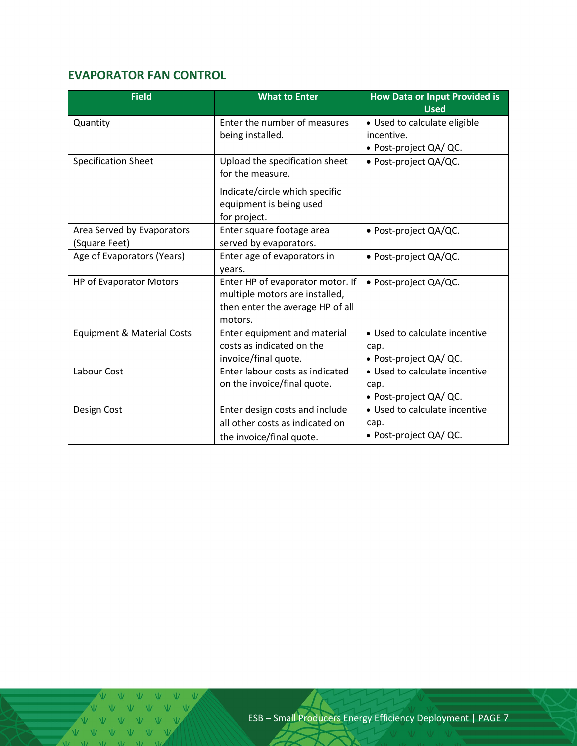## EVAPORATOR FAN CONTROL

| Field | What to Enter | How Data or Input Provided is Used |
|---|---|---|
| Quantity | Enter the number of measures being installed. | • Used to calculate eligible incentive.<br>• Post-project QA/ QC. |
| Specification Sheet | Upload the specification sheet for the measure.<br><br>Indicate/circle which specific equipment is being used for project. | • Post-project QA/QC. |
| Area Served by Evaporators (Square Feet) | Enter square footage area served by evaporators. | • Post-project QA/QC. |
| Age of Evaporators (Years) | Enter age of evaporators in years. | • Post-project QA/QC. |
| HP of Evaporator Motors | Enter HP of evaporator motor. If multiple motors are installed, then enter the average HP of all motors. | • Post-project QA/QC. |
| Equipment & Material Costs | Enter equipment and material costs as indicated on the invoice/final quote. | • Used to calculate incentive cap.<br>• Post-project QA/ QC. |
| Labour Cost | Enter labour costs as indicated on the invoice/final quote. | • Used to calculate incentive cap.<br>• Post-project QA/ QC. |
| Design Cost | Enter design costs and include all other costs as indicated on the invoice/final quote. | • Used to calculate incentive cap.<br>• Post-project QA/ QC. |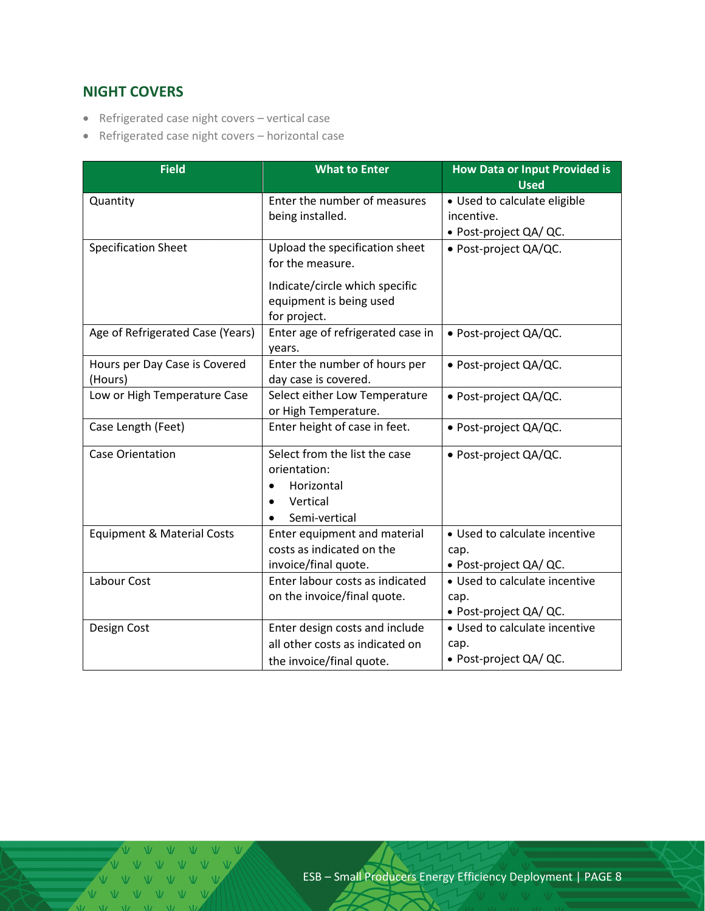## NIGHT COVERS

- Refrigerated case night covers – vertical case
- Refrigerated case night covers – horizontal case

| Field | What to Enter | How Data or Input Provided is Used |
|---|---|---|
| Quantity | Enter the number of measures being installed. | • Used to calculate eligible incentive.<br>• Post-project QA/ QC. |
| Specification Sheet | Upload the specification sheet for the measure.<br><br>Indicate/circle which specific equipment is being used for project. | • Post-project QA/QC. |
| Age of Refrigerated Case (Years) | Enter age of refrigerated case in years. | • Post-project QA/QC. |
| Hours per Day Case is Covered (Hours) | Enter the number of hours per day case is covered. | • Post-project QA/QC. |
| Low or High Temperature Case | Select either Low Temperature or High Temperature. | • Post-project QA/QC. |
| Case Length (Feet) | Enter height of case in feet. | • Post-project QA/QC. |
| Case Orientation | Select from the list the case orientation:<br>• Horizontal<br>• Vertical<br>• Semi-vertical | • Post-project QA/QC. |
| Equipment & Material Costs | Enter equipment and material costs as indicated on the invoice/final quote. | • Used to calculate incentive cap.<br>• Post-project QA/ QC. |
| Labour Cost | Enter labour costs as indicated on the invoice/final quote. | • Used to calculate incentive cap.<br>• Post-project QA/ QC. |
| Design Cost | Enter design costs and include all other costs as indicated on the invoice/final quote. | • Used to calculate incentive cap.<br>• Post-project QA/ QC. |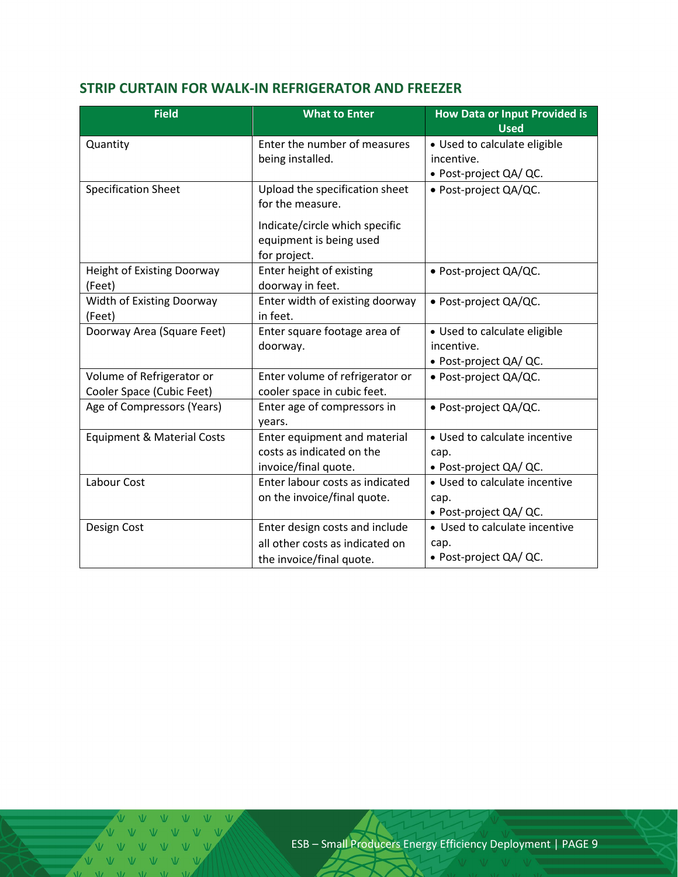## STRIP CURTAIN FOR WALK-IN REFRIGERATOR AND FREEZER

| Field | What to Enter | How Data or Input Provided is Used |
|---|---|---|
| Quantity | Enter the number of measures being installed. | • Used to calculate eligible incentive.<br>• Post-project QA/ QC. |
| Specification Sheet | Upload the specification sheet for the measure.<br><br>Indicate/circle which specific equipment is being used for project. | • Post-project QA/QC. |
| Height of Existing Doorway (Feet) | Enter height of existing doorway in feet. | • Post-project QA/QC. |
| Width of Existing Doorway (Feet) | Enter width of existing doorway in feet. | • Post-project QA/QC. |
| Doorway Area (Square Feet) | Enter square footage area of doorway. | • Used to calculate eligible incentive.<br>• Post-project QA/ QC. |
| Volume of Refrigerator or Cooler Space (Cubic Feet) | Enter volume of refrigerator or cooler space in cubic feet. | • Post-project QA/QC. |
| Age of Compressors (Years) | Enter age of compressors in years. | • Post-project QA/QC. |
| Equipment & Material Costs | Enter equipment and material costs as indicated on the invoice/final quote. | • Used to calculate incentive cap.<br>• Post-project QA/ QC. |
| Labour Cost | Enter labour costs as indicated on the invoice/final quote. | • Used to calculate incentive cap.<br>• Post-project QA/ QC. |
| Design Cost | Enter design costs and include all other costs as indicated on the invoice/final quote. | • Used to calculate incentive cap.<br>• Post-project QA/ QC. |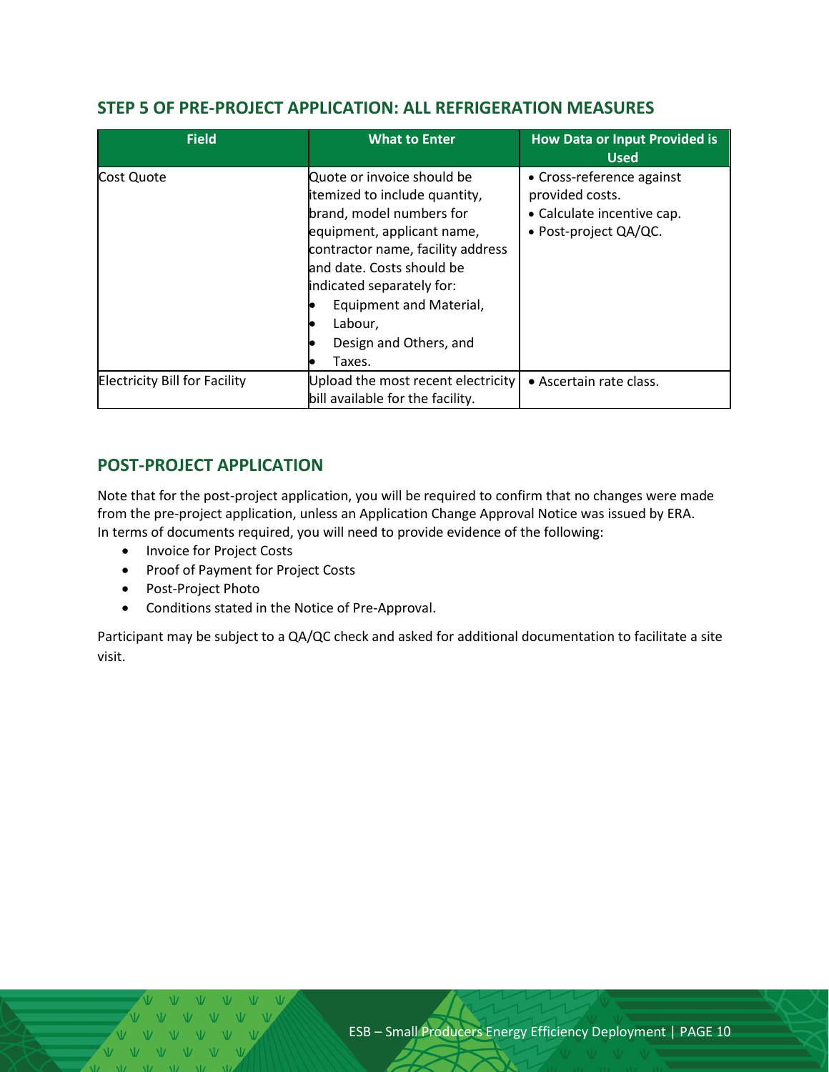## STEP 5 OF PRE-PROJECT APPLICATION: ALL REFRIGERATION MEASURES

| Field | What to Enter | How Data or Input Provided is Used |
|---|---|---|
| Cost Quote | Quote or invoice should be itemized to include quantity, brand, model numbers for equipment, applicant name, contractor name, facility address and date. Costs should be indicated separately for: <br>• Equipment and Material, <br>• Labour, <br>• Design and Others, and <br>• Taxes. | • Cross-reference against provided costs. <br>• Calculate incentive cap. <br>• Post-project QA/QC. |
| Electricity Bill for Facility | Upload the most recent electricity bill available for the facility. | • Ascertain rate class. |

## POST-PROJECT APPLICATION

Note that for the post-project application, you will be required to confirm that no changes were made from the pre-project application, unless an Application Change Approval Notice was issued by ERA. In terms of documents required, you will need to provide evidence of the following:

- Invoice for Project Costs
- Proof of Payment for Project Costs
- Post-Project Photo
- Conditions stated in the Notice of Pre-Approval.

Participant may be subject to a QA/QC check and asked for additional documentation to facilitate a site visit.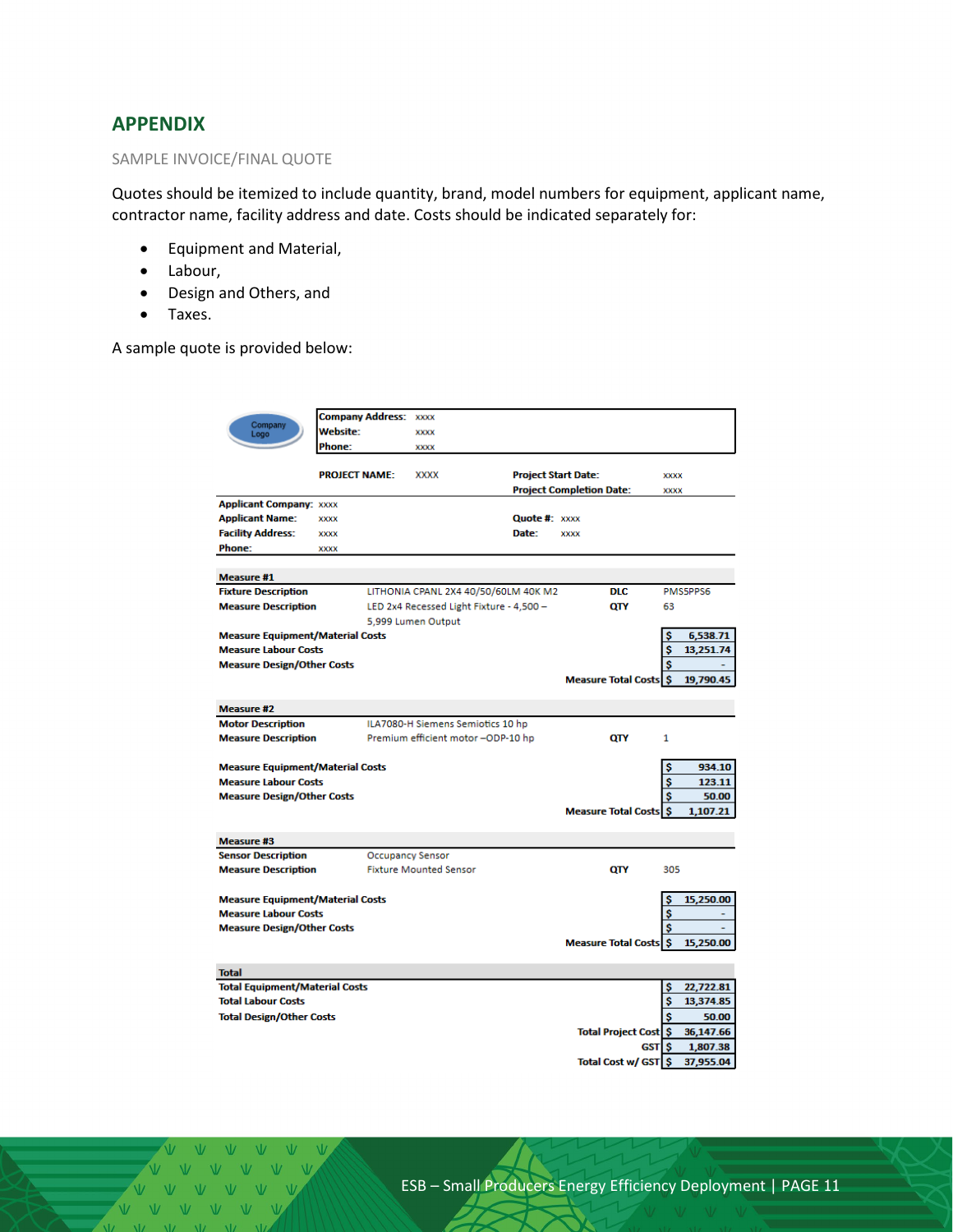## APPENDIX

SAMPLE INVOICE/FINAL QUOTE

Quotes should be itemized to include quantity, brand, model numbers for equipment, applicant name, contractor name, facility address and date. Costs should be indicated separately for:

- Equipment and Material,
- Labour,
- Design and Others, and
- Taxes.

A sample quote is provided below:

| | | | |
|---|---|---|---|
| Company Logo | **Company Address:** xxxx | | |
| | **Website:** xxxx | | |
| | **Phone:** xxxx | | |
| | **PROJECT NAME:** XXXX | **Project Start Date:** | xxxx |
| | | **Project Completion Date:** | xxxx |
| **Applicant Company:** xxxx | | | |
| **Applicant Name:** xxxx | | **Quote #:** xxxx | |
| **Facility Address:** xxxx | | **Date:** xxxx | |
| **Phone:** xxxx | | | |

| | | | |
|---|---|---|---|
| **Measure #1** | | | |
| **Fixture Description** | LITHONIA CPANL 2X4 40/50/60LM 40K M2 | **DLC** | PMS5PPS6 |
| **Measure Description** | LED 2x4 Recessed Light Fixture - 4,500 – 5,999 Lumen Output | **QTY** | 63 |
| **Measure Equipment/Material Costs** | | | $ 6,538.71 |
| **Measure Labour Costs** | | | $ 13,251.74 |
| **Measure Design/Other Costs** | | | $ - |
| | | **Measure Total Costs** | $ 19,790.45 |
| **Measure #2** | | | |
| **Motor Description** | ILA7080-H Siemens Semiotics 10 hp | | |
| **Measure Description** | Premium efficient motor –ODP-10 hp | **QTY** | 1 |
| **Measure Equipment/Material Costs** | | | $ 934.10 |
| **Measure Labour Costs** | | | $ 123.11 |
| **Measure Design/Other Costs** | | | $ 50.00 |
| | | **Measure Total Costs** | $ 1,107.21 |
| **Measure #3** | | | |
| **Sensor Description** | Occupancy Sensor | | |
| **Measure Description** | Fixture Mounted Sensor | **QTY** | 305 |
| **Measure Equipment/Material Costs** | | | $ 15,250.00 |
| **Measure Labour Costs** | | | $ - |
| **Measure Design/Other Costs** | | | $ - |
| | | **Measure Total Costs** | $ 15,250.00 |
| **Total** | | | |
| **Total Equipment/Material Costs** | | | $ 22,722.81 |
| **Total Labour Costs** | | | $ 13,374.85 |
| **Total Design/Other Costs** | | | $ 50.00 |
| | | **Total Project Cost** | $ 36,147.66 |
| | | **GST** | $ 1,807.38 |
| | | **Total Cost w/ GST** | $ 37,955.04 |